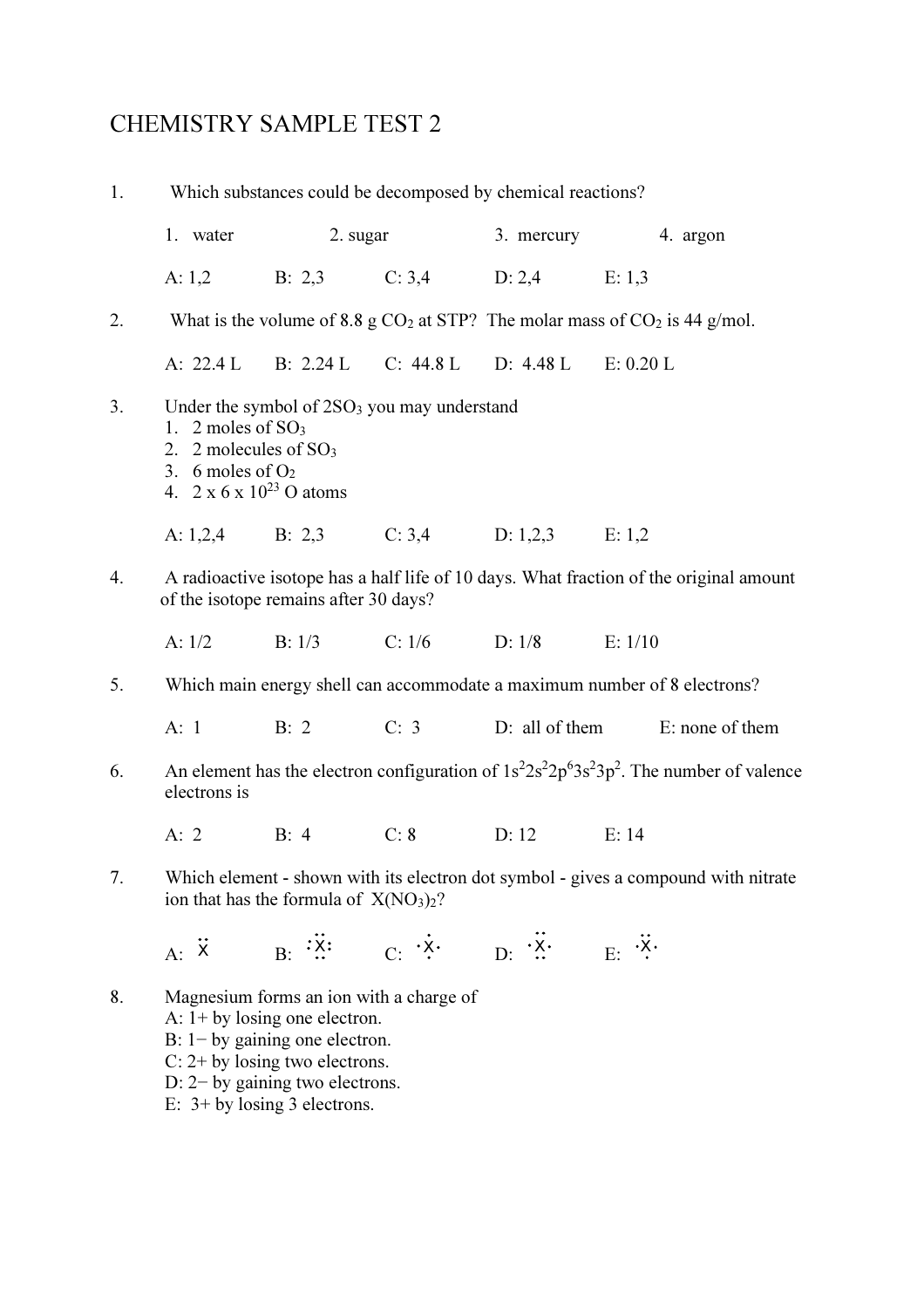# CHEMISTRY SAMPLE TEST 2

1. Which substances could be decomposed by chemical reactions?

   1. water  2. sugar  3. mercury  4. argon

   A: 1,2  B: 2,3  C: 3,4  D: 2,4  E: 1,3

2. What is the volume of 8.8 g $CO_2$ at STP? The molar mass of $CO_2$ is 44 g/mol.

   A: 22.4 L  B: 2.24 L  C: 44.8 L  D: 4.48 L  E: 0.20 L

3. Under the symbol of $2SO_3$ you may understand

   1. 2 moles of $SO_3$
   2. 2 molecules of $SO_3$
   3. 6 moles of $O_2$
   4. $2 \times 6 \times 10^{23}$ O atoms

   A: 1,2,4  B: 2,3  C: 3,4  D: 1,2,3  E: 1,2

4. A radioactive isotope has a half life of 10 days. What fraction of the original amount of the isotope remains after 30 days?

   A: 1/2  B: 1/3  C: 1/6  D: 1/8  E: 1/10

5. Which main energy shell can accommodate a maximum number of 8 electrons?

   A: 1  B: 2  C: 3  D: all of them  E: none of them

6. An element has the electron configuration of $1s^2 2s^2 2p^6 3s^2 3p^2$. The number of valence electrons is

   A: 2  B: 4  C: 8  D: 12  E: 14

7. Which element - shown with its electron dot symbol - gives a compound with nitrate ion that has the formula of $X(NO_3)_2$?

   A: $\ddot{\mathrm{X}}$  B: $:\!\ddot{\underset{\cdot\cdot}{\mathrm{X}}}\!:$  C: $\cdot\dot{\underset{\cdot}{\mathrm{X}}}\cdot$  D: $\cdot\ddot{\underset{\cdot\cdot}{\mathrm{X}}}\cdot$  E: $\cdot\ddot{\underset{\cdot}{\mathrm{X}}}\cdot$

8. Magnesium forms an ion with a charge of

   A: 1+ by losing one electron.
   B: 1− by gaining one electron.
   C: 2+ by losing two electrons.
   D: 2− by gaining two electrons.
   E: 3+ by losing 3 electrons.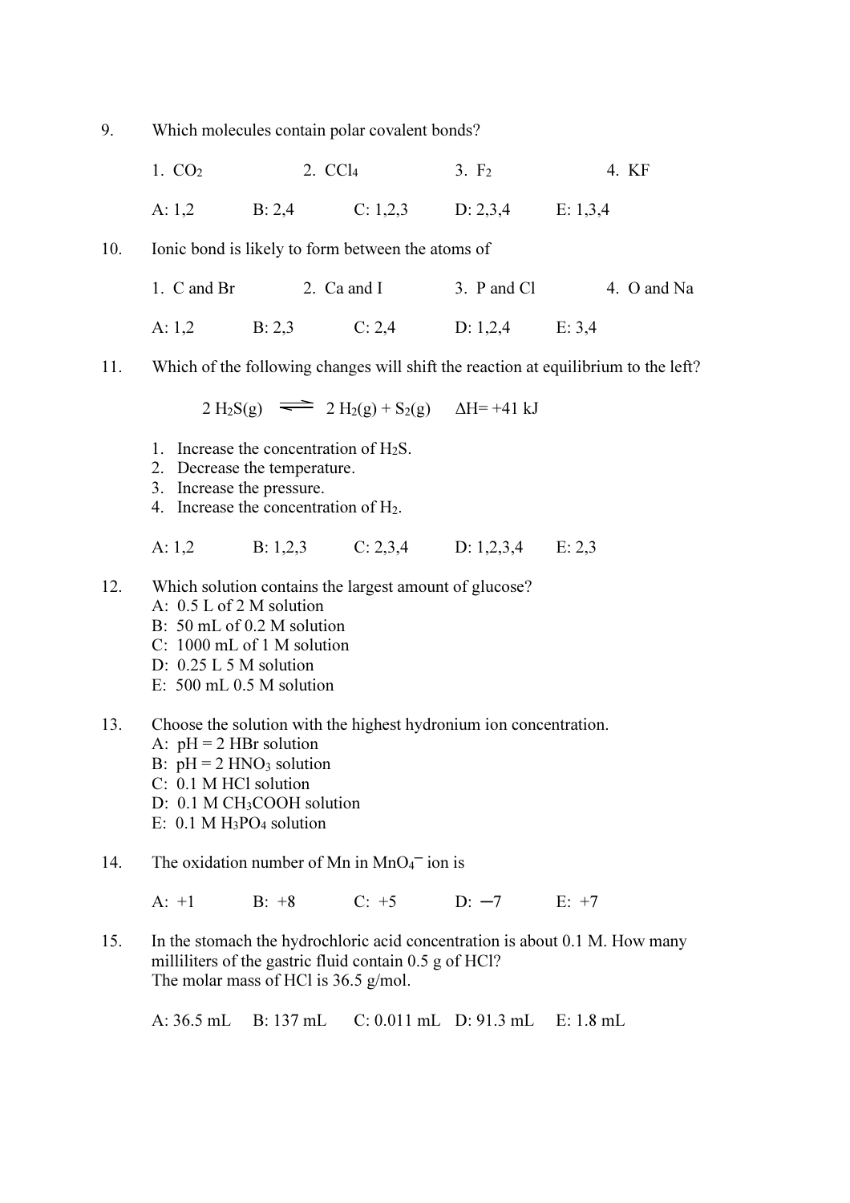9. Which molecules contain polar covalent bonds?

   1. $CO_2$ 2. $CCl_4$ 3. $F_2$ 4. KF

   A: 1,2 B: 2,4 C: 1,2,3 D: 2,3,4 E: 1,3,4

10. Ionic bond is likely to form between the atoms of

    1. C and Br 2. Ca and I 3. P and Cl 4. O and Na

    A: 1,2 B: 2,3 C: 2,4 D: 1,2,4 E: 3,4

11. Which of the following changes will shift the reaction at equilibrium to the left?

    $$2\,H_2S(g) \rightleftharpoons 2\,H_2(g) + S_2(g) \quad \Delta H = +41\text{ kJ}$$

    1. Increase the concentration of $H_2S$.
    2. Decrease the temperature.
    3. Increase the pressure.
    4. Increase the concentration of $H_2$.

    A: 1,2 B: 1,2,3 C: 2,3,4 D: 1,2,3,4 E: 2,3

12. Which solution contains the largest amount of glucose?
    A: 0.5 L of 2 M solution
    B: 50 mL of 0.2 M solution
    C: 1000 mL of 1 M solution
    D: 0.25 L 5 M solution
    E: 500 mL 0.5 M solution

13. Choose the solution with the highest hydronium ion concentration.
    A: pH = 2 HBr solution
    B: pH = 2 $HNO_3$ solution
    C: 0.1 M HCl solution
    D: 0.1 M $CH_3COOH$ solution
    E: 0.1 M $H_3PO_4$ solution

14. The oxidation number of Mn in $MnO_4^-$ ion is

    A: +1 B: +8 C: +5 D: −7 E: +7

15. In the stomach the hydrochloric acid concentration is about 0.1 M. How many milliliters of the gastric fluid contain 0.5 g of HCl?
    The molar mass of HCl is 36.5 g/mol.

    A: 36.5 mL B: 137 mL C: 0.011 mL D: 91.3 mL E: 1.8 mL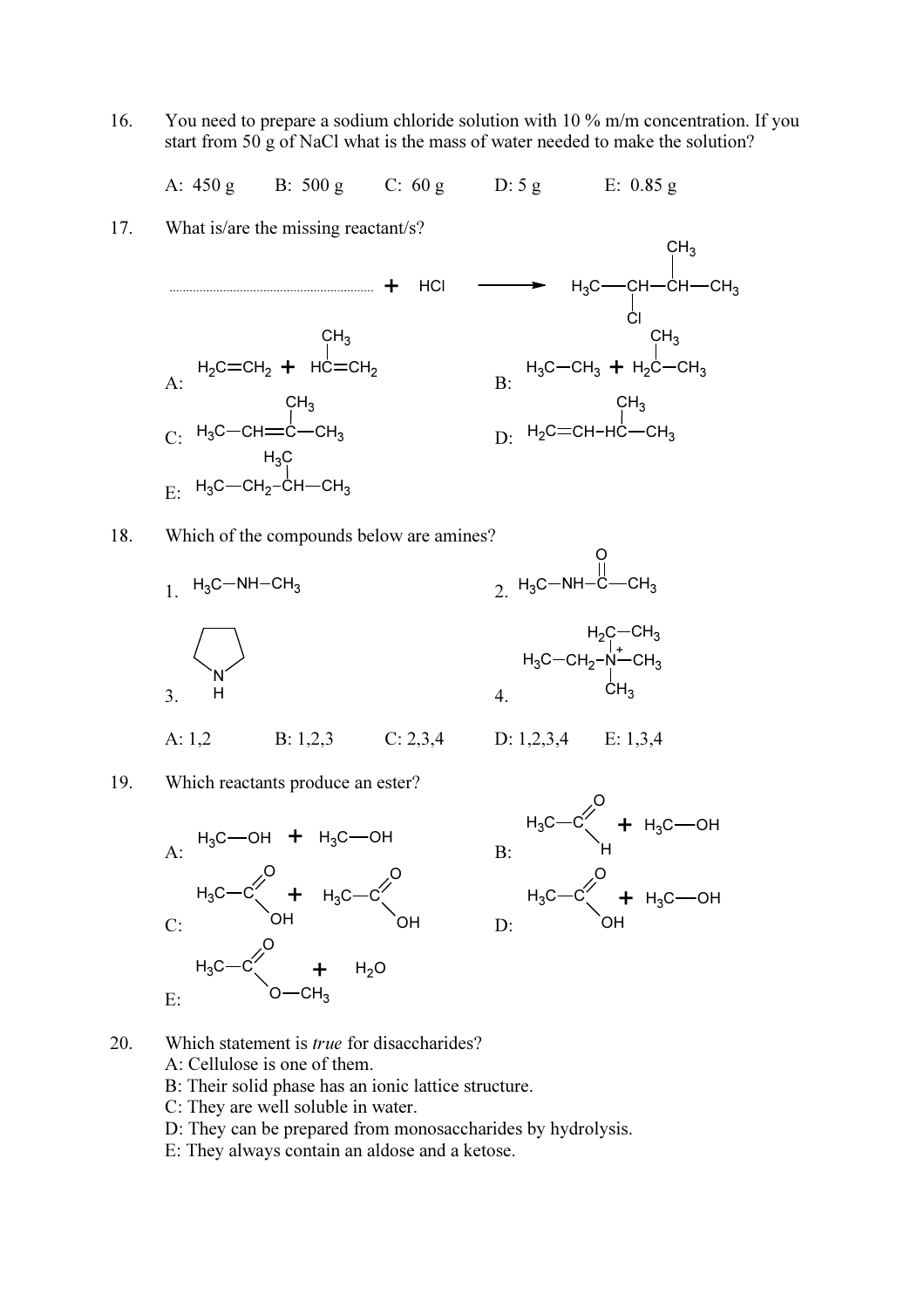16. You need to prepare a sodium chloride solution with 10 % m/m concentration. If you start from 50 g of NaCl what is the mass of water needed to make the solution?

A: 450 g B: 500 g C: 60 g D: 5 g E: 0.85 g

17. What is/are the missing reactant/s?

.......................................... + HCl ⟶ $H_3C-CH(Cl)-CH(CH_3)-CH_3$

A: $H_2C=CH_2$ + $HC(CH_3)=CH_2$

B: $H_3C-CH_3$ + $H_2C(CH_3)-CH_3$

C: $H_3C-CH=C(CH_3)-CH_3$

D: $H_2C=CH-HC(CH_3)-CH_3$

E: $H_3C-CH_2-CH(CH_3)-CH_3$

18. Which of the compounds below are amines?

1. $H_3C-NH-CH_3$

2. $H_3C-NH-C(=O)-CH_3$

3. pyrrolidine (five-membered ring with N–H)

4. $H_3C-CH_2-N^{+}(CH_2-CH_3)(CH_3)-CH_3$

A: 1,2 B: 1,2,3 C: 2,3,4 D: 1,2,3,4 E: 1,3,4

19. Which reactants produce an ester?

A: $H_3C-OH$ + $H_3C-OH$

B: $H_3C-C(=O)H$ + $H_3C-OH$

C: $H_3C-C(=O)OH$ + $H_3C-C(=O)OH$

D: $H_3C-C(=O)OH$ + $H_3C-OH$

E: $H_3C-C(=O)-O-CH_3$ + $H_2O$

20. Which statement is *true* for disaccharides?

A: Cellulose is one of them.
B: Their solid phase has an ionic lattice structure.
C: They are well soluble in water.
D: They can be prepared from monosaccharides by hydrolysis.
E: They always contain an aldose and a ketose.